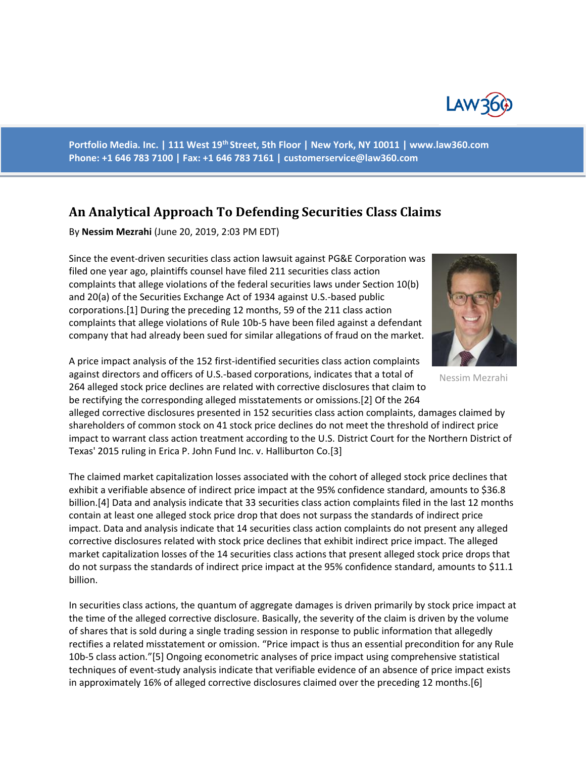Portfolio Media. Inc. | 111 West 19th Street, 5th Floor | New York, NY 10011 | www.law360.com
Phone: +1 646 783 7100 | Fax: +1 646 783 7161 | customerservice@law360.com

# An Analytical Approach To Defending Securities Class Claims

By **Nessim Mezrahi** (June 20, 2019, 2:03 PM EDT)

Since the event-driven securities class action lawsuit against PG&E Corporation was filed one year ago, plaintiffs counsel have filed 211 securities class action complaints that allege violations of the federal securities laws under Section 10(b) and 20(a) of the Securities Exchange Act of 1934 against U.S.-based public corporations.[1] During the preceding 12 months, 59 of the 211 class action complaints that allege violations of Rule 10b-5 have been filed against a defendant company that had already been sued for similar allegations of fraud on the market.

Nessim Mezrahi

A price impact analysis of the 152 first-identified securities class action complaints against directors and officers of U.S.-based corporations, indicates that a total of 264 alleged stock price declines are related with corrective disclosures that claim to be rectifying the corresponding alleged misstatements or omissions.[2] Of the 264 alleged corrective disclosures presented in 152 securities class action complaints, damages claimed by shareholders of common stock on 41 stock price declines do not meet the threshold of indirect price impact to warrant class action treatment according to the U.S. District Court for the Northern District of Texas' 2015 ruling in Erica P. John Fund Inc. v. Halliburton Co.[3]

The claimed market capitalization losses associated with the cohort of alleged stock price declines that exhibit a verifiable absence of indirect price impact at the 95% confidence standard, amounts to $36.8 billion.[4] Data and analysis indicate that 33 securities class action complaints filed in the last 12 months contain at least one alleged stock price drop that does not surpass the standards of indirect price impact. Data and analysis indicate that 14 securities class action complaints do not present any alleged corrective disclosures related with stock price declines that exhibit indirect price impact. The alleged market capitalization losses of the 14 securities class actions that present alleged stock price drops that do not surpass the standards of indirect price impact at the 95% confidence standard, amounts to $11.1 billion.

In securities class actions, the quantum of aggregate damages is driven primarily by stock price impact at the time of the alleged corrective disclosure. Basically, the severity of the claim is driven by the volume of shares that is sold during a single trading session in response to public information that allegedly rectifies a related misstatement or omission. "Price impact is thus an essential precondition for any Rule 10b-5 class action."[5] Ongoing econometric analyses of price impact using comprehensive statistical techniques of event-study analysis indicate that verifiable evidence of an absence of price impact exists in approximately 16% of alleged corrective disclosures claimed over the preceding 12 months.[6]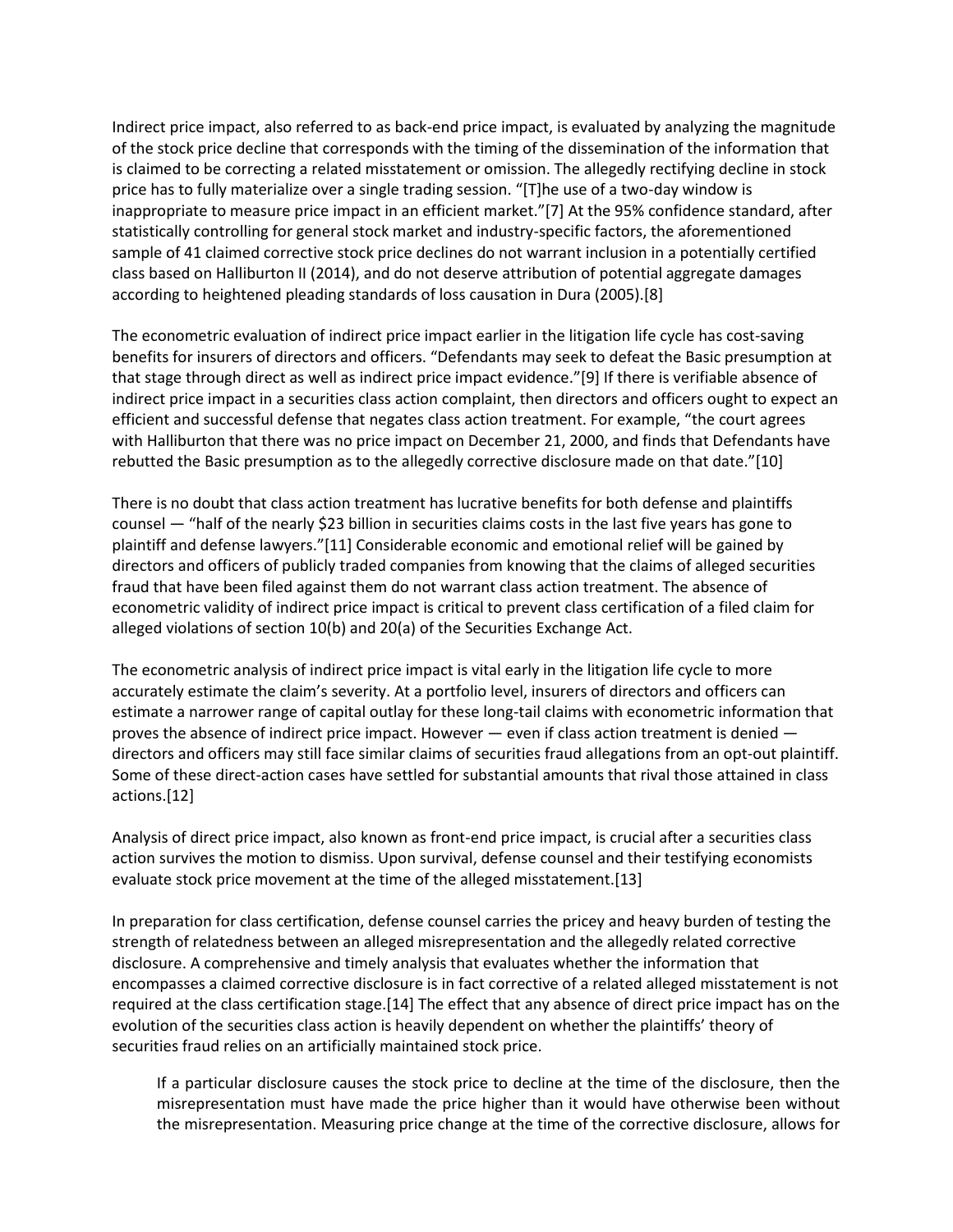Indirect price impact, also referred to as back-end price impact, is evaluated by analyzing the magnitude of the stock price decline that corresponds with the timing of the dissemination of the information that is claimed to be correcting a related misstatement or omission. The allegedly rectifying decline in stock price has to fully materialize over a single trading session. "[T]he use of a two-day window is inappropriate to measure price impact in an efficient market."[7] At the 95% confidence standard, after statistically controlling for general stock market and industry-specific factors, the aforementioned sample of 41 claimed corrective stock price declines do not warrant inclusion in a potentially certified class based on Halliburton II (2014), and do not deserve attribution of potential aggregate damages according to heightened pleading standards of loss causation in Dura (2005).[8]

The econometric evaluation of indirect price impact earlier in the litigation life cycle has cost-saving benefits for insurers of directors and officers. "Defendants may seek to defeat the Basic presumption at that stage through direct as well as indirect price impact evidence."[9] If there is verifiable absence of indirect price impact in a securities class action complaint, then directors and officers ought to expect an efficient and successful defense that negates class action treatment. For example, "the court agrees with Halliburton that there was no price impact on December 21, 2000, and finds that Defendants have rebutted the Basic presumption as to the allegedly corrective disclosure made on that date."[10]

There is no doubt that class action treatment has lucrative benefits for both defense and plaintiffs counsel — "half of the nearly $23 billion in securities claims costs in the last five years has gone to plaintiff and defense lawyers."[11] Considerable economic and emotional relief will be gained by directors and officers of publicly traded companies from knowing that the claims of alleged securities fraud that have been filed against them do not warrant class action treatment. The absence of econometric validity of indirect price impact is critical to prevent class certification of a filed claim for alleged violations of section 10(b) and 20(a) of the Securities Exchange Act.

The econometric analysis of indirect price impact is vital early in the litigation life cycle to more accurately estimate the claim's severity. At a portfolio level, insurers of directors and officers can estimate a narrower range of capital outlay for these long-tail claims with econometric information that proves the absence of indirect price impact. However — even if class action treatment is denied — directors and officers may still face similar claims of securities fraud allegations from an opt-out plaintiff. Some of these direct-action cases have settled for substantial amounts that rival those attained in class actions.[12]

Analysis of direct price impact, also known as front-end price impact, is crucial after a securities class action survives the motion to dismiss. Upon survival, defense counsel and their testifying economists evaluate stock price movement at the time of the alleged misstatement.[13]

In preparation for class certification, defense counsel carries the pricey and heavy burden of testing the strength of relatedness between an alleged misrepresentation and the allegedly related corrective disclosure. A comprehensive and timely analysis that evaluates whether the information that encompasses a claimed corrective disclosure is in fact corrective of a related alleged misstatement is not required at the class certification stage.[14] The effect that any absence of direct price impact has on the evolution of the securities class action is heavily dependent on whether the plaintiffs' theory of securities fraud relies on an artificially maintained stock price.

> If a particular disclosure causes the stock price to decline at the time of the disclosure, then the misrepresentation must have made the price higher than it would have otherwise been without the misrepresentation. Measuring price change at the time of the corrective disclosure, allows for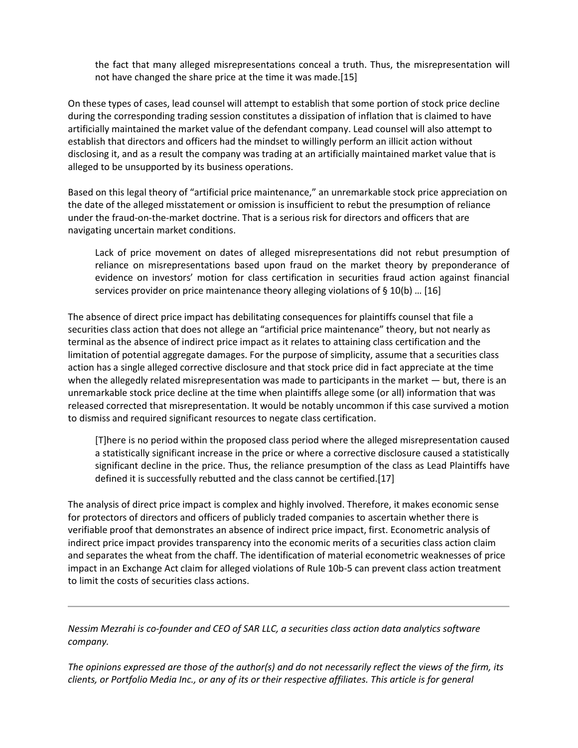> the fact that many alleged misrepresentations conceal a truth. Thus, the misrepresentation will not have changed the share price at the time it was made.[15]

On these types of cases, lead counsel will attempt to establish that some portion of stock price decline during the corresponding trading session constitutes a dissipation of inflation that is claimed to have artificially maintained the market value of the defendant company. Lead counsel will also attempt to establish that directors and officers had the mindset to willingly perform an illicit action without disclosing it, and as a result the company was trading at an artificially maintained market value that is alleged to be unsupported by its business operations.

Based on this legal theory of "artificial price maintenance," an unremarkable stock price appreciation on the date of the alleged misstatement or omission is insufficient to rebut the presumption of reliance under the fraud-on-the-market doctrine. That is a serious risk for directors and officers that are navigating uncertain market conditions.

> Lack of price movement on dates of alleged misrepresentations did not rebut presumption of reliance on misrepresentations based upon fraud on the market theory by preponderance of evidence on investors' motion for class certification in securities fraud action against financial services provider on price maintenance theory alleging violations of § 10(b) … [16]

The absence of direct price impact has debilitating consequences for plaintiffs counsel that file a securities class action that does not allege an "artificial price maintenance" theory, but not nearly as terminal as the absence of indirect price impact as it relates to attaining class certification and the limitation of potential aggregate damages. For the purpose of simplicity, assume that a securities class action has a single alleged corrective disclosure and that stock price did in fact appreciate at the time when the allegedly related misrepresentation was made to participants in the market — but, there is an unremarkable stock price decline at the time when plaintiffs allege some (or all) information that was released corrected that misrepresentation. It would be notably uncommon if this case survived a motion to dismiss and required significant resources to negate class certification.

> [T]here is no period within the proposed class period where the alleged misrepresentation caused a statistically significant increase in the price or where a corrective disclosure caused a statistically significant decline in the price. Thus, the reliance presumption of the class as Lead Plaintiffs have defined it is successfully rebutted and the class cannot be certified.[17]

The analysis of direct price impact is complex and highly involved. Therefore, it makes economic sense for protectors of directors and officers of publicly traded companies to ascertain whether there is verifiable proof that demonstrates an absence of indirect price impact, first. Econometric analysis of indirect price impact provides transparency into the economic merits of a securities class action claim and separates the wheat from the chaff. The identification of material econometric weaknesses of price impact in an Exchange Act claim for alleged violations of Rule 10b-5 can prevent class action treatment to limit the costs of securities class actions.

---

*Nessim Mezrahi is co-founder and CEO of SAR LLC, a securities class action data analytics software company.*

*The opinions expressed are those of the author(s) and do not necessarily reflect the views of the firm, its clients, or Portfolio Media Inc., or any of its or their respective affiliates. This article is for general*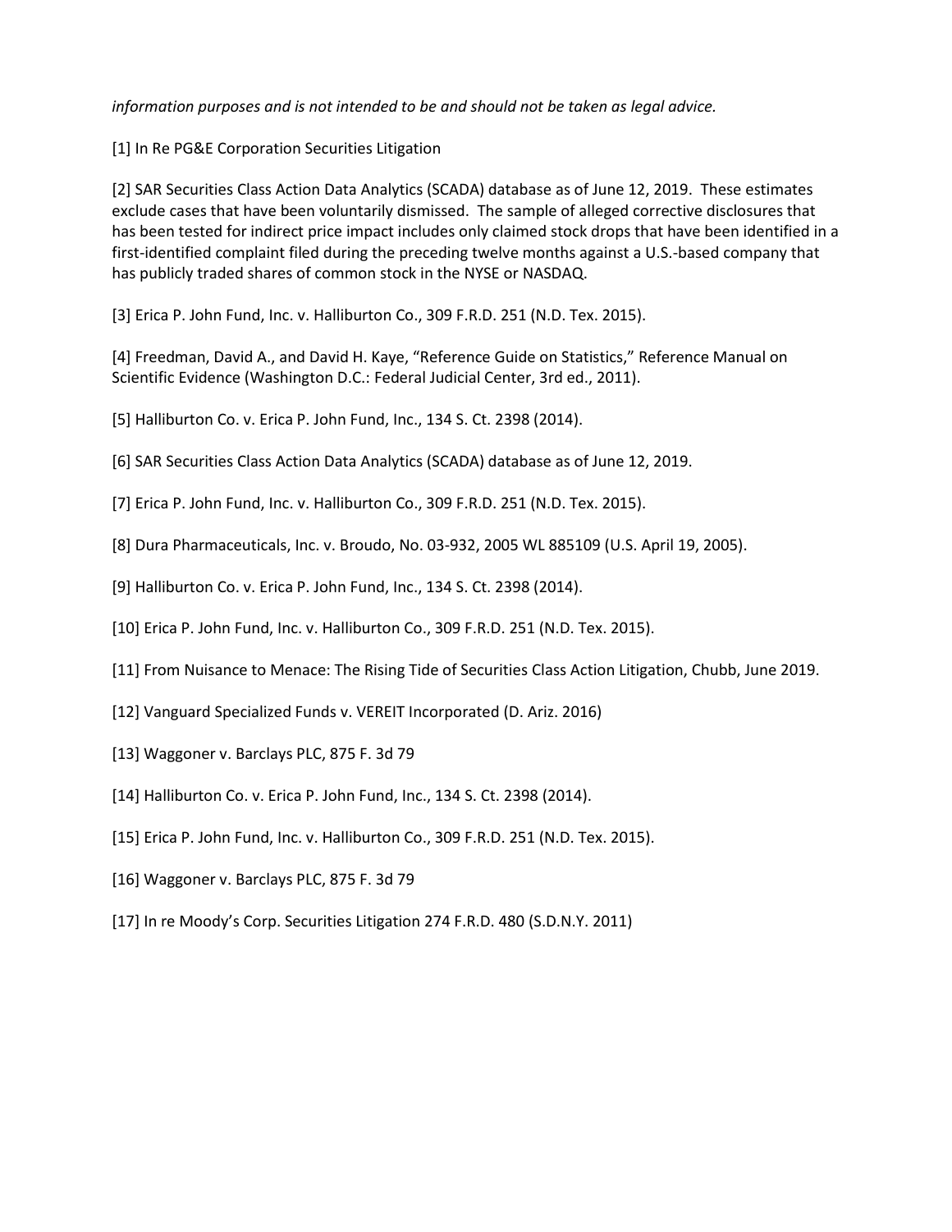*information purposes and is not intended to be and should not be taken as legal advice.*

[1] In Re PG&E Corporation Securities Litigation

[2] SAR Securities Class Action Data Analytics (SCADA) database as of June 12, 2019. These estimates exclude cases that have been voluntarily dismissed. The sample of alleged corrective disclosures that has been tested for indirect price impact includes only claimed stock drops that have been identified in a first-identified complaint filed during the preceding twelve months against a U.S.-based company that has publicly traded shares of common stock in the NYSE or NASDAQ.

[3] Erica P. John Fund, Inc. v. Halliburton Co., 309 F.R.D. 251 (N.D. Tex. 2015).

[4] Freedman, David A., and David H. Kaye, "Reference Guide on Statistics," Reference Manual on Scientific Evidence (Washington D.C.: Federal Judicial Center, 3rd ed., 2011).

[5] Halliburton Co. v. Erica P. John Fund, Inc., 134 S. Ct. 2398 (2014).

[6] SAR Securities Class Action Data Analytics (SCADA) database as of June 12, 2019.

[7] Erica P. John Fund, Inc. v. Halliburton Co., 309 F.R.D. 251 (N.D. Tex. 2015).

[8] Dura Pharmaceuticals, Inc. v. Broudo, No. 03-932, 2005 WL 885109 (U.S. April 19, 2005).

[9] Halliburton Co. v. Erica P. John Fund, Inc., 134 S. Ct. 2398 (2014).

[10] Erica P. John Fund, Inc. v. Halliburton Co., 309 F.R.D. 251 (N.D. Tex. 2015).

[11] From Nuisance to Menace: The Rising Tide of Securities Class Action Litigation, Chubb, June 2019.

[12] Vanguard Specialized Funds v. VEREIT Incorporated (D. Ariz. 2016)

[13] Waggoner v. Barclays PLC, 875 F. 3d 79

[14] Halliburton Co. v. Erica P. John Fund, Inc., 134 S. Ct. 2398 (2014).

[15] Erica P. John Fund, Inc. v. Halliburton Co., 309 F.R.D. 251 (N.D. Tex. 2015).

[16] Waggoner v. Barclays PLC, 875 F. 3d 79

[17] In re Moody's Corp. Securities Litigation 274 F.R.D. 480 (S.D.N.Y. 2011)